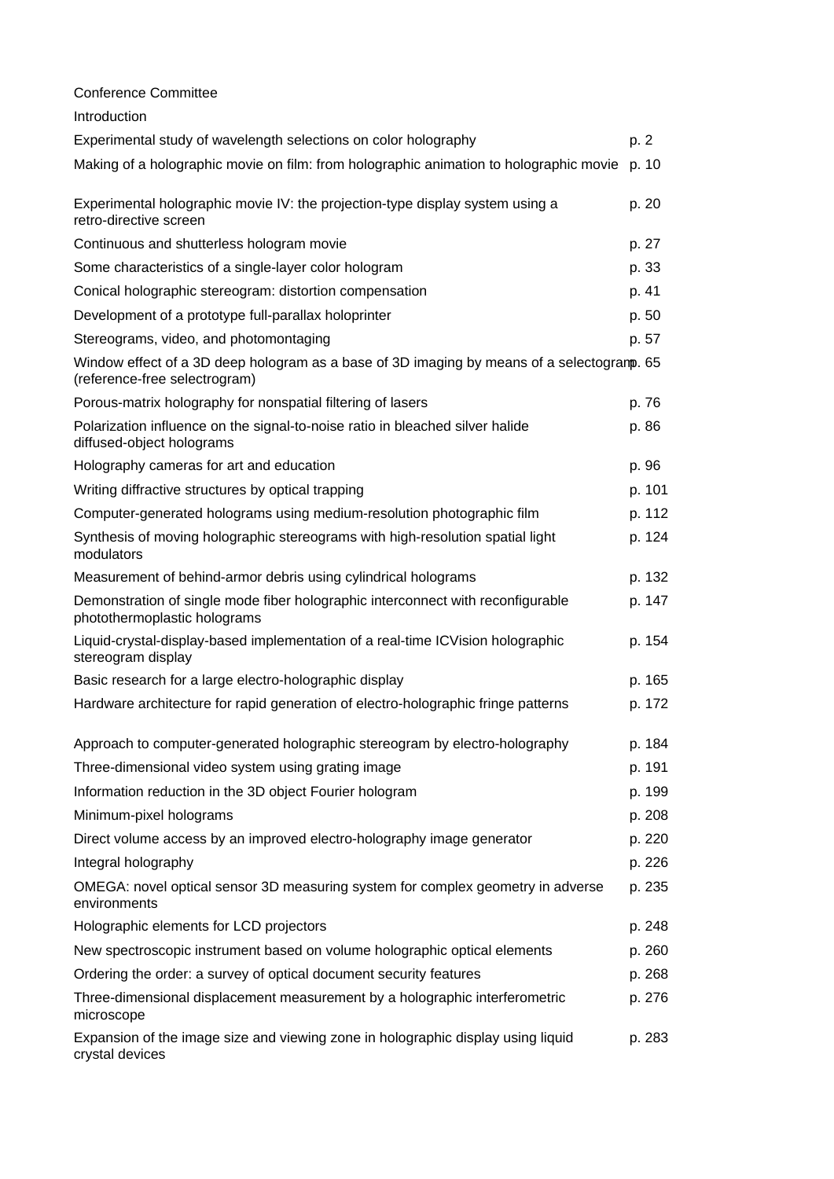Conference Committee

Introduction

| | |
|---|---|
| Experimental study of wavelength selections on color holography | p. 2 |
| Making of a holographic movie on film: from holographic animation to holographic movie | p. 10 |
| Experimental holographic movie IV: the projection-type display system using a retro-directive screen | p. 20 |
| Continuous and shutterless hologram movie | p. 27 |
| Some characteristics of a single-layer color hologram | p. 33 |
| Conical holographic stereogram: distortion compensation | p. 41 |
| Development of a prototype full-parallax holoprinter | p. 50 |
| Stereograms, video, and photomontaging | p. 57 |
| Window effect of a 3D deep hologram as a base of 3D imaging by means of a selectogram (reference-free selectrogram) | p. 65 |
| Porous-matrix holography for nonspatial filtering of lasers | p. 76 |
| Polarization influence on the signal-to-noise ratio in bleached silver halide diffused-object holograms | p. 86 |
| Holography cameras for art and education | p. 96 |
| Writing diffractive structures by optical trapping | p. 101 |
| Computer-generated holograms using medium-resolution photographic film | p. 112 |
| Synthesis of moving holographic stereograms with high-resolution spatial light modulators | p. 124 |
| Measurement of behind-armor debris using cylindrical holograms | p. 132 |
| Demonstration of single mode fiber holographic interconnect with reconfigurable photothermoplastic holograms | p. 147 |
| Liquid-crystal-display-based implementation of a real-time ICVision holographic stereogram display | p. 154 |
| Basic research for a large electro-holographic display | p. 165 |
| Hardware architecture for rapid generation of electro-holographic fringe patterns | p. 172 |
| Approach to computer-generated holographic stereogram by electro-holography | p. 184 |
| Three-dimensional video system using grating image | p. 191 |
| Information reduction in the 3D object Fourier hologram | p. 199 |
| Minimum-pixel holograms | p. 208 |
| Direct volume access by an improved electro-holography image generator | p. 220 |
| Integral holography | p. 226 |
| OMEGA: novel optical sensor 3D measuring system for complex geometry in adverse environments | p. 235 |
| Holographic elements for LCD projectors | p. 248 |
| New spectroscopic instrument based on volume holographic optical elements | p. 260 |
| Ordering the order: a survey of optical document security features | p. 268 |
| Three-dimensional displacement measurement by a holographic interferometric microscope | p. 276 |
| Expansion of the image size and viewing zone in holographic display using liquid crystal devices | p. 283 |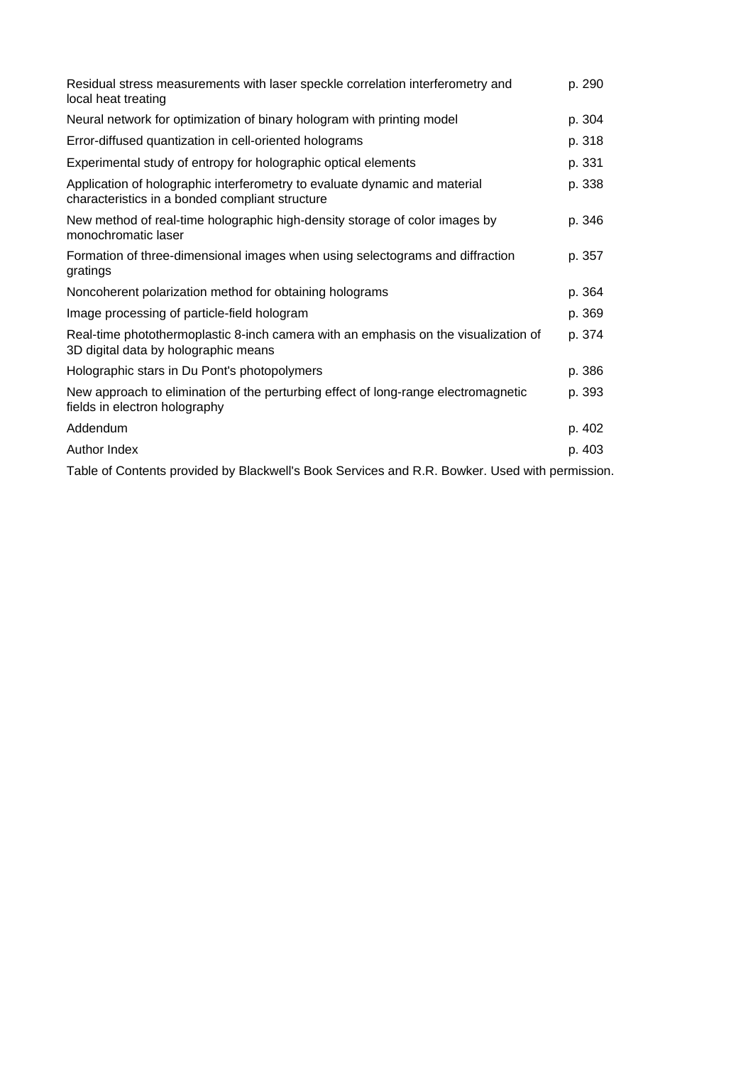| | |
|---|---|
| Residual stress measurements with laser speckle correlation interferometry and local heat treating | p. 290 |
| Neural network for optimization of binary hologram with printing model | p. 304 |
| Error-diffused quantization in cell-oriented holograms | p. 318 |
| Experimental study of entropy for holographic optical elements | p. 331 |
| Application of holographic interferometry to evaluate dynamic and material characteristics in a bonded compliant structure | p. 338 |
| New method of real-time holographic high-density storage of color images by monochromatic laser | p. 346 |
| Formation of three-dimensional images when using selectograms and diffraction gratings | p. 357 |
| Noncoherent polarization method for obtaining holograms | p. 364 |
| Image processing of particle-field hologram | p. 369 |
| Real-time photothermoplastic 8-inch camera with an emphasis on the visualization of 3D digital data by holographic means | p. 374 |
| Holographic stars in Du Pont's photopolymers | p. 386 |
| New approach to elimination of the perturbing effect of long-range electromagnetic fields in electron holography | p. 393 |
| Addendum | p. 402 |
| Author Index | p. 403 |

Table of Contents provided by Blackwell's Book Services and R.R. Bowker. Used with permission.